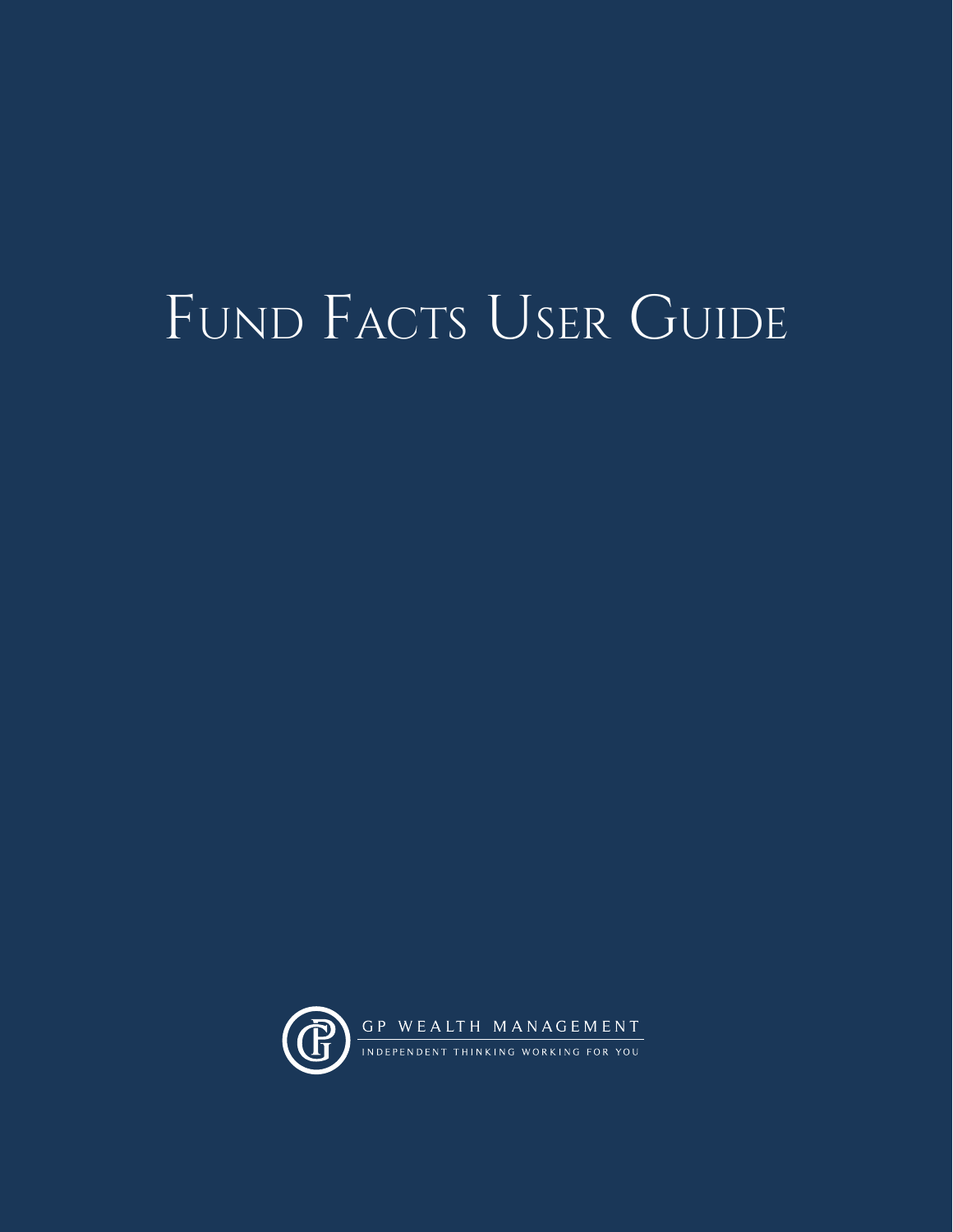# Fund Facts User Guide

GP WEALTH MANAGEMENT

INDEPENDENT THINKING WORKING FOR YOU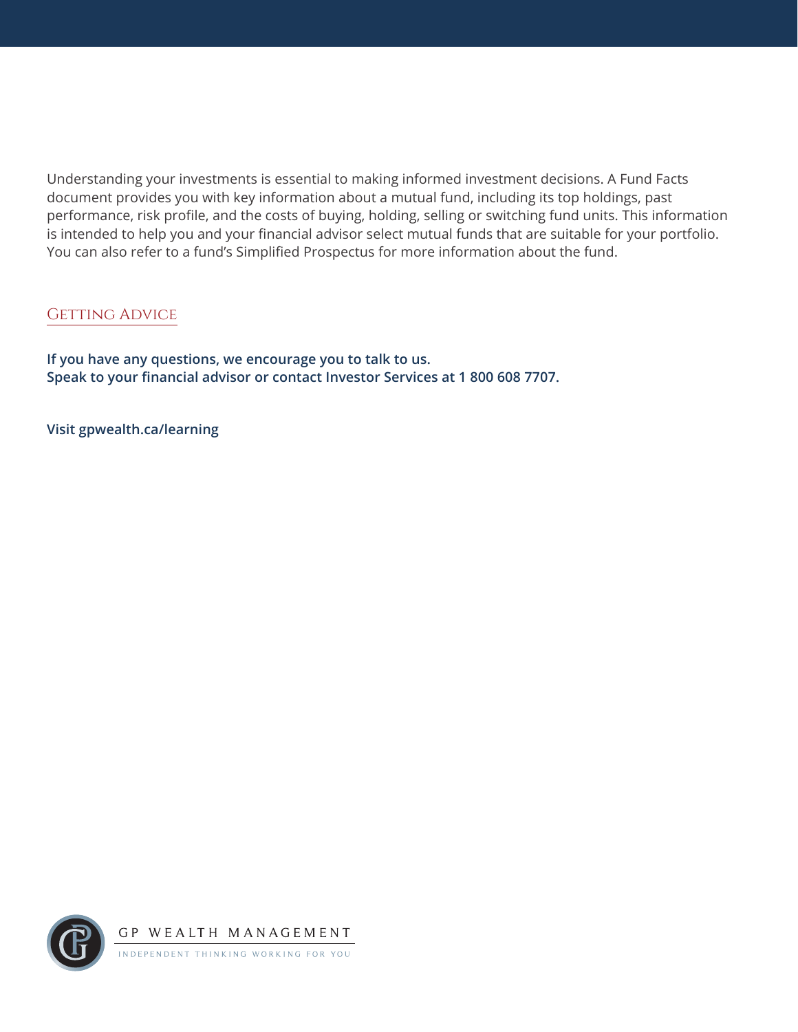Understanding your investments is essential to making informed investment decisions. A Fund Facts document provides you with key information about a mutual fund, including its top holdings, past performance, risk profile, and the costs of buying, holding, selling or switching fund units. This information is intended to help you and your financial advisor select mutual funds that are suitable for your portfolio. You can also refer to a fund's Simplified Prospectus for more information about the fund.

## Getting Advice

**If you have any questions, we encourage you to talk to us.**
**Speak to your financial advisor or contact Investor Services at 1 800 608 7707.**

**Visit gpwealth.ca/learning**

GP WEALTH MANAGEMENT

INDEPENDENT THINKING WORKING FOR YOU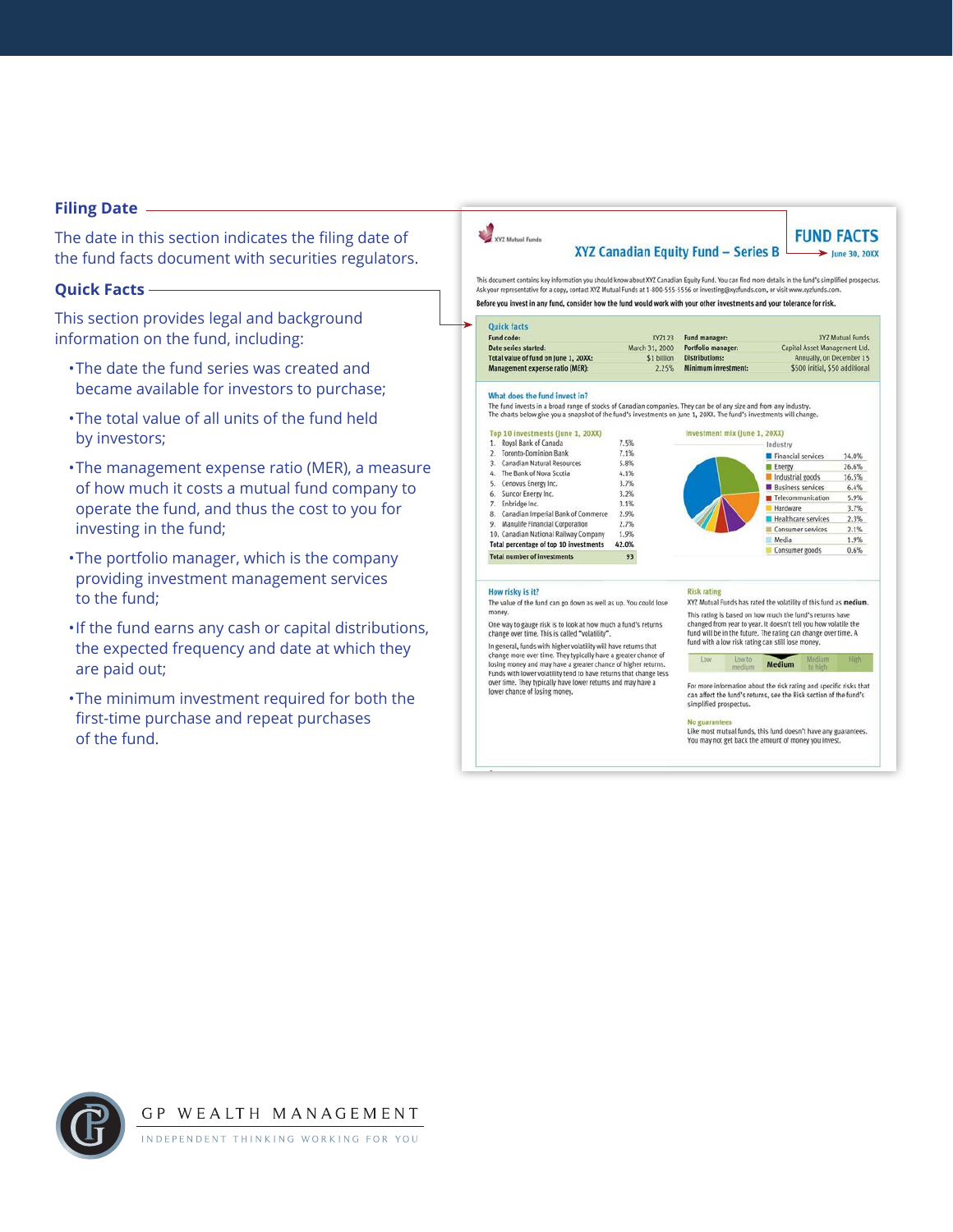## Filing Date

The date in this section indicates the filing date of the fund facts document with securities regulators.

## Quick Facts

This section provides legal and background information on the fund, including:

- The date the fund series was created and became available for investors to purchase;
- The total value of all units of the fund held by investors;
- The management expense ratio (MER), a measure of how much it costs a mutual fund company to operate the fund, and thus the cost to you for investing in the fund;
- The portfolio manager, which is the company providing investment management services to the fund;
- If the fund earns any cash or capital distributions, the expected frequency and date at which they are paid out;
- The minimum investment required for both the first-time purchase and repeat purchases of the fund.

XYZ Mutual Funds

## XYZ Canadian Equity Fund – Series B

**FUND FACTS**
June 30, 20XX

This document contains key information you should know about XYZ Canadian Equity Fund. You can find more details in the fund's simplified prospectus. Ask your representative for a copy, contact XYZ Mutual Funds at 1-800-555-5556 or investing@xyzfunds.com, or visit www.xyzfunds.com.

**Before you invest in any fund, consider how the fund would work with your other investments and your tolerance for risk.**

### Quick facts

| | | | |
|---|---|---|---|
| **Fund code:** | XYZ123 | **Fund manager:** | XYZ Mutual Funds |
| **Date series started:** | March 31, 2000 | **Portfolio manager:** | Capital Asset Management Ltd. |
| **Total value of fund on June 1, 20XX:** | $1 billion | **Distributions:** | Annually, on December 15 |
| **Management expense ratio (MER):** | 2.25% | **Minimum investment:** | $500 initial, $50 additional |

### What does the fund invest in?

The fund invests in a broad range of stocks of Canadian companies. They can be of any size and from any industry. The charts below give you a snapshot of the fund's investments on June 1, 20XX. The fund's investments will change.

**Top 10 investments (June 1, 20XX)**

| | |
|---|---|
| 1. Royal Bank of Canada | 7.5% |
| 2. Toronto-Dominion Bank | 7.1% |
| 3. Canadian Natural Resources | 5.8% |
| 4. The Bank of Nova Scotia | 4.1% |
| 5. Cenovus Energy Inc. | 3.7% |
| 6. Suncor Energy Inc. | 3.2% |
| 7. Enbridge Inc. | 3.1% |
| 8. Canadian Imperial Bank of Commerce | 2.9% |
| 9. Manulife Financial Corporation | 2.7% |
| 10. Canadian National Railway Company | 1.9% |
| **Total percentage of top 10 investments** | **42.0%** |
| **Total number of investments** | **93** |

**Investment mix (June 1, 20XX)**

Industry

| | |
|---|---|
| Financial services | 34.0% |
| Energy | 26.6% |
| Industrial goods | 16.5% |
| Business services | 6.4% |
| Telecommunication | 5.9% |
| Hardware | 3.7% |
| Healthcare services | 2.3% |
| Consumer services | 2.1% |
| Media | 1.9% |
| Consumer goods | 0.6% |

### How risky is it?

The value of the fund can go down as well as up. You could lose money.

One way to gauge risk is to look at how much a fund's returns change over time. This is called "volatility".

In general, funds with higher volatility will have returns that change more over time. They typically have a greater chance of losing money and may have a greater chance of higher returns. Funds with lower volatility tend to have returns that change less over time. They typically have lower returns and may have a lower chance of losing money.

### Risk rating

XYZ Mutual Funds has rated the volatility of this fund as **medium**.

This rating is based on how much the fund's returns have changed from year to year. It doesn't tell you how volatile the fund will be in the future. The rating can change over time. A fund with a low risk rating can still lose money.

| Low | Low to medium | **Medium** | Medium to high | High |
|---|---|---|---|---|

For more information about the risk rating and specific risks that can affect the fund's returns, see the Risk section of the fund's simplified prospectus.

### No guarantees

Like most mutual funds, this fund doesn't have any guarantees. You may not get back the amount of money you invest.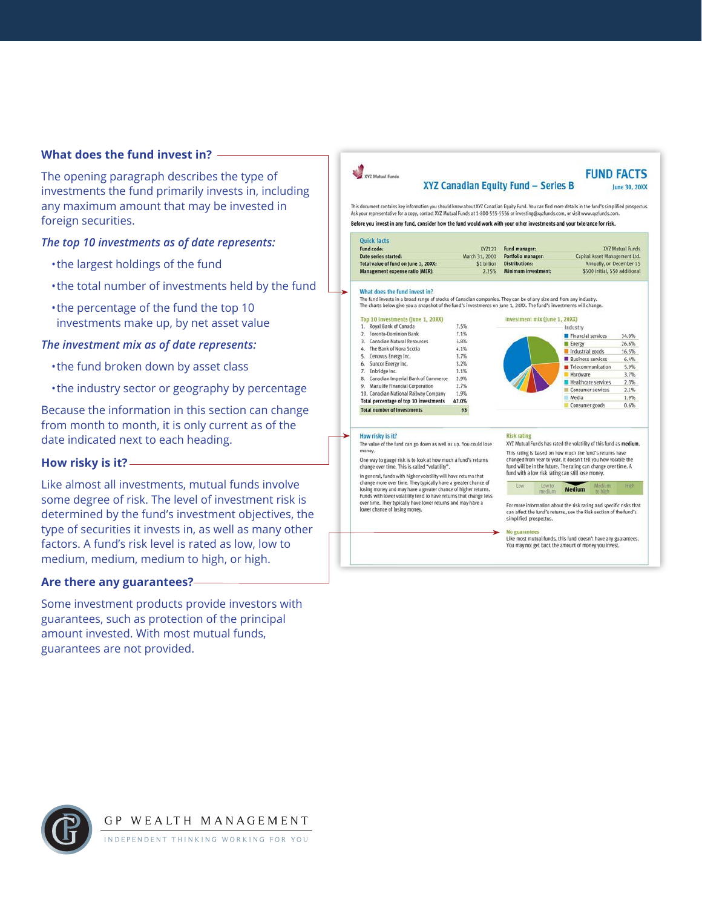### What does the fund invest in?

The opening paragraph describes the type of investments the fund primarily invests in, including any maximum amount that may be invested in foreign securities.

*The top 10 investments as of date represents:*

- the largest holdings of the fund
- the total number of investments held by the fund
- the percentage of the fund the top 10 investments make up, by net asset value

*The investment mix as of date represents:*

- the fund broken down by asset class
- the industry sector or geography by percentage

Because the information in this section can change from month to month, it is only current as of the date indicated next to each heading.

### How risky is it?

Like almost all investments, mutual funds involve some degree of risk. The level of investment risk is determined by the fund's investment objectives, the type of securities it invests in, as well as many other factors. A fund's risk level is rated as low, low to medium, medium, medium to high, or high.

### Are there any guarantees?

Some investment products provide investors with guarantees, such as protection of the principal amount invested. With most mutual funds, guarantees are not provided.

---

XYZ Mutual Funds

## FUND FACTS

### XYZ Canadian Equity Fund – Series B

June 30, 20XX

This document contains key information you should know about XYZ Canadian Equity Fund. You can find more details in the fund's simplified prospectus. Ask your representative for a copy, contact XYZ Mutual Funds at 1-800-555-5556 or investing@xyzfunds.com, or visit www.xyzfunds.com.

**Before you invest in any fund, consider how the fund would work with your other investments and your tolerance for risk.**

**Quick facts**

| | | | |
|---|---|---|---|
| **Fund code:** | XYZ123 | **Fund manager:** | XYZ Mutual Funds |
| **Date series started:** | March 31, 2000 | **Portfolio manager:** | Capital Asset Management Ltd. |
| **Total value of fund on June 1, 20XX:** | $1 billion | **Distributions:** | Annually, on December 15 |
| **Management expense ratio (MER):** | 2.25% | **Minimum investment:** | $500 initial, $50 additional |

**What does the fund invest in?**

The fund invests in a broad range of stocks of Canadian companies. They can be of any size and from any industry. The charts below give you a snapshot of the fund's investments on June 1, 20XX. The fund's investments will change.

**Top 10 investments (June 1, 20XX)**

| | | |
|---|---|---|
| 1. | Royal Bank of Canada | 7.5% |
| 2. | Toronto-Dominion Bank | 7.1% |
| 3. | Canadian Natural Resources | 5.8% |
| 4. | The Bank of Nova Scotia | 4.1% |
| 5. | Cenovus Energy Inc. | 3.7% |
| 6. | Suncor Energy Inc. | 3.2% |
| 7. | Enbridge Inc. | 3.1% |
| 8. | Canadian Imperial Bank of Commerce | 2.9% |
| 9. | Manulife Financial Corporation | 2.7% |
| 10. | Canadian National Railway Company | 1.9% |
| | **Total percentage of top 10 investments** | **42.0%** |
| | **Total number of investments** | **93** |

**Investment mix (June 1, 20XX)**

| Industry | |
|---|---|
| Financial services | 34.0% |
| Energy | 26.6% |
| Industrial goods | 16.5% |
| Business services | 6.4% |
| Telecommunication | 5.9% |
| Hardware | 3.7% |
| Healthcare services | 2.3% |
| Consumer services | 2.1% |
| Media | 1.9% |
| Consumer goods | 0.6% |

**How risky is it?**

The value of the fund can go down as well as up. You could lose money.

One way to gauge risk is to look at how much a fund's returns change over time. This is called "volatility".

In general, funds with higher volatility will have returns that change more over time. They typically have a greater chance of losing money and may have a greater chance of higher returns. Funds with lower volatility tend to have returns that change less over time. They typically have lower returns and may have a lower chance of losing money.

**Risk rating**

XYZ Mutual Funds has rated the volatility of this fund as **medium**.

This rating is based on how much the fund's returns have changed from year to year. It doesn't tell you how volatile the fund will be in the future. The rating can change over time. A fund with a low risk rating can still lose money.

| Low | Low to medium | **Medium** | Medium to high | High |
|---|---|---|---|---|

For more information about the risk rating and specific risks that can affect the fund's returns, see the Risk section of the fund's simplified prospectus.

**No guarantees**

Like most mutual funds, this fund doesn't have any guarantees. You may not get back the amount of money you invest.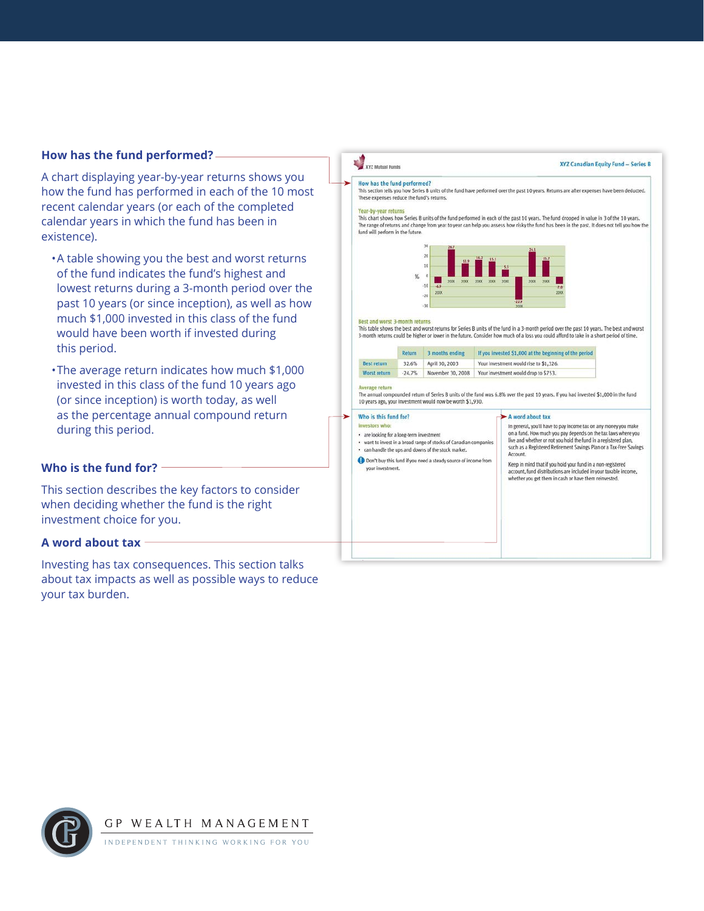## How has the fund performed?

A chart displaying year-by-year returns shows you how the fund has performed in each of the 10 most recent calendar years (or each of the completed calendar years in which the fund has been in existence).

- A table showing you the best and worst returns of the fund indicates the fund's highest and lowest returns during a 3-month period over the past 10 years (or since inception), as well as how much $1,000 invested in this class of the fund would have been worth if invested during this period.
- The average return indicates how much $1,000 invested in this class of the fund 10 years ago (or since inception) is worth today, as well as the percentage annual compound return during this period.

## Who is the fund for?

This section describes the key factors to consider when deciding whether the fund is the right investment choice for you.

## A word about tax

Investing has tax consequences. This section talks about tax impacts as well as possible ways to reduce your tax burden.

---

XYZ Mutual Funds — XYZ Canadian Equity Fund – Series B

### How has the fund performed?

This section tells you how Series B units of the fund have performed over the past 10 years. Returns are after expenses have been deducted. These expenses reduce the fund's returns.

#### Year-by-year returns

This chart shows how Series B units of the fund performed in each of the past 10 years. The fund dropped in value in 3 of the 10 years. The range of returns and change from year to year can help you assess how risky the fund has been in the past. It does not tell you how the fund will perform in the future.

| Year | 20XX | 20XX | 20XX | 20XX | 20XX | 20XX | 20XX | 20XX | 20XX | 20XX |
|---|---|---|---|---|---|---|---|---|---|---|
| % | -6.9 | 26.7 | 12.9 | 16.2 | 15.1 | 5.3 | -22.7 | 24.1 | 15.7 | -7.0 |

#### Best and worst 3-month returns

This table shows the best and worst returns for Series B units of the fund in a 3-month period over the past 10 years. The best and worst 3-month returns could be higher or lower in the future. Consider how much of a loss you could afford to take in a short period of time.

| | Return | 3 months ending | If you invested $1,000 at the beginning of the period |
|---|---|---|---|
| Best return | 32.6% | April 30, 2003 | Your investment would rise to $1,326. |
| Worst return | -24.7% | November 30, 2008 | Your investment would drop to $753. |

#### Average return

The annual compounded return of Series B units of the fund was 6.8% over the past 10 years. If you had invested $1,000 in the fund 10 years ago, your investment would now be worth $1,930.

### Who is this fund for?

Investors who:

- are looking for a long-term investment
- want to invest in a broad range of stocks of Canadian companies
- can handle the ups and downs of the stock market.

Don't buy this fund if you need a steady source of income from your investment.

### A word about tax

In general, you'll have to pay income tax on any money you make on a fund. How much you pay depends on the tax laws where you live and whether or not you hold the fund in a registered plan, such as a Registered Retirement Savings Plan or a Tax-Free Savings Account.

Keep in mind that if you hold your fund in a non-registered account, fund distributions are included in your taxable income, whether you get them in cash or have them reinvested.

GP WEALTH MANAGEMENT

INDEPENDENT THINKING WORKING FOR YOU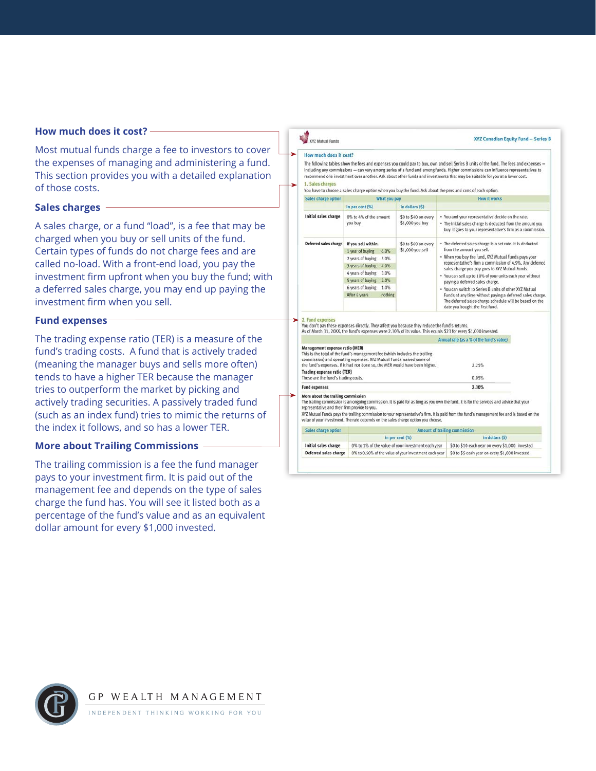## How much does it cost?

Most mutual funds charge a fee to investors to cover the expenses of managing and administering a fund. This section provides you with a detailed explanation of those costs.

## Sales charges

A sales charge, or a fund "load", is a fee that may be charged when you buy or sell units of the fund. Certain types of funds do not charge fees and are called no-load. With a front-end load, you pay the investment firm upfront when you buy the fund; with a deferred sales charge, you may end up paying the investment firm when you sell.

## Fund expenses

The trading expense ratio (TER) is a measure of the fund's trading costs. A fund that is actively traded (meaning the manager buys and sells more often) tends to have a higher TER because the manager tries to outperform the market by picking and actively trading securities. A passively traded fund (such as an index fund) tries to mimic the returns of the index it follows, and so has a lower TER.

## More about Trailing Commissions

The trailing commission is a fee the fund manager pays to your investment firm. It is paid out of the management fee and depends on the type of sales charge the fund has. You will see it listed both as a percentage of the fund's value and as an equivalent dollar amount for every $1,000 invested.

---

XYZ Mutual Funds — XYZ Canadian Equity Fund – Series B

### How much does it cost?

The following tables show the fees and expenses you could pay to buy, own and sell Series B units of the fund. The fees and expenses – including any commissions – can vary among series of a fund and among funds. Higher commissions can influence representatives to recommend one investment over another. Ask about other funds and investments that may be suitable for you at a lower cost.

#### 1. Sales charges

You have to choose a sales charge option when you buy the fund. Ask about the pros and cons of each option.

| Sales charge option | What you pay in per cent (%) | What you pay in dollars ($) | How it works |
|---|---|---|---|
| Initial sales charge | 0% to 4% of the amount you buy | $0 to $40 on every $1,000 you buy | • You and your representative decide on the rate. • The initial sales charge is deducted from the amount you buy. It goes to your representative's firm as a commission. |
| Deferred sales charge | If you sell within: 1 year of buying 6.0%; 2 years of buying 5.0%; 3 years of buying 4.0%; 4 years of buying 3.0%; 5 years of buying 2.0%; 6 years of buying 1.0%; After 6 years nothing | $0 to $60 on every $1,000 you sell | • The deferred sales charge is a set rate. It is deducted from the amount you sell. • When you buy the fund, XYZ Mutual Funds pays your representative's firm a commission of 4.9%. Any deferred sales charge you pay goes to XYZ Mutual Funds. • You can sell up to 10% of your units each year without paying a deferred sales charge. • You can switch to Series B units of other XYZ Mutual Funds at any time without paying a deferred sales charge. The deferred sales charge schedule will be based on the date you bought the first fund. |

#### 2. Fund expenses

You don't pay these expenses directly. They affect you because they reduce the fund's returns.

As of March 31, 20XX, the fund's expenses were 2.30% of its value. This equals $23 for every $1,000 invested.

| | Annual rate (as a % of the fund's value) |
|---|---|
| **Management expense ratio (MER)** This is the total of the fund's management fee (which includes the trailing commission) and operating expenses. XYZ Mutual Funds waived some of the fund's expenses. If it had not done so, the MER would have been higher. | 2.25% |
| **Trading expense ratio (TER)** These are the fund's trading costs. | 0.05% |
| **Fund expenses** | **2.30%** |

**More about the trailing commission**

The trailing commission is an ongoing commission. It is paid for as long as you own the fund. It is for the services and advice that your representative and their firm provide to you.

XYZ Mutual Funds pays the trailing commission to your representative's firm. It is paid from the fund's management fee and is based on the value of your investment. The rate depends on the sales charge option you choose.

| Sales charge option | Amount of trailing commission in per cent (%) | Amount of trailing commission in dollars ($) |
|---|---|---|
| Initial sales charge | 0% to 1% of the value of your investment each year | $0 to $10 each year on every $1,000 invested |
| Deferred sales charge | 0% to 0.50% of the value of your investment each year | $0 to $5 each year on every $1,000 invested |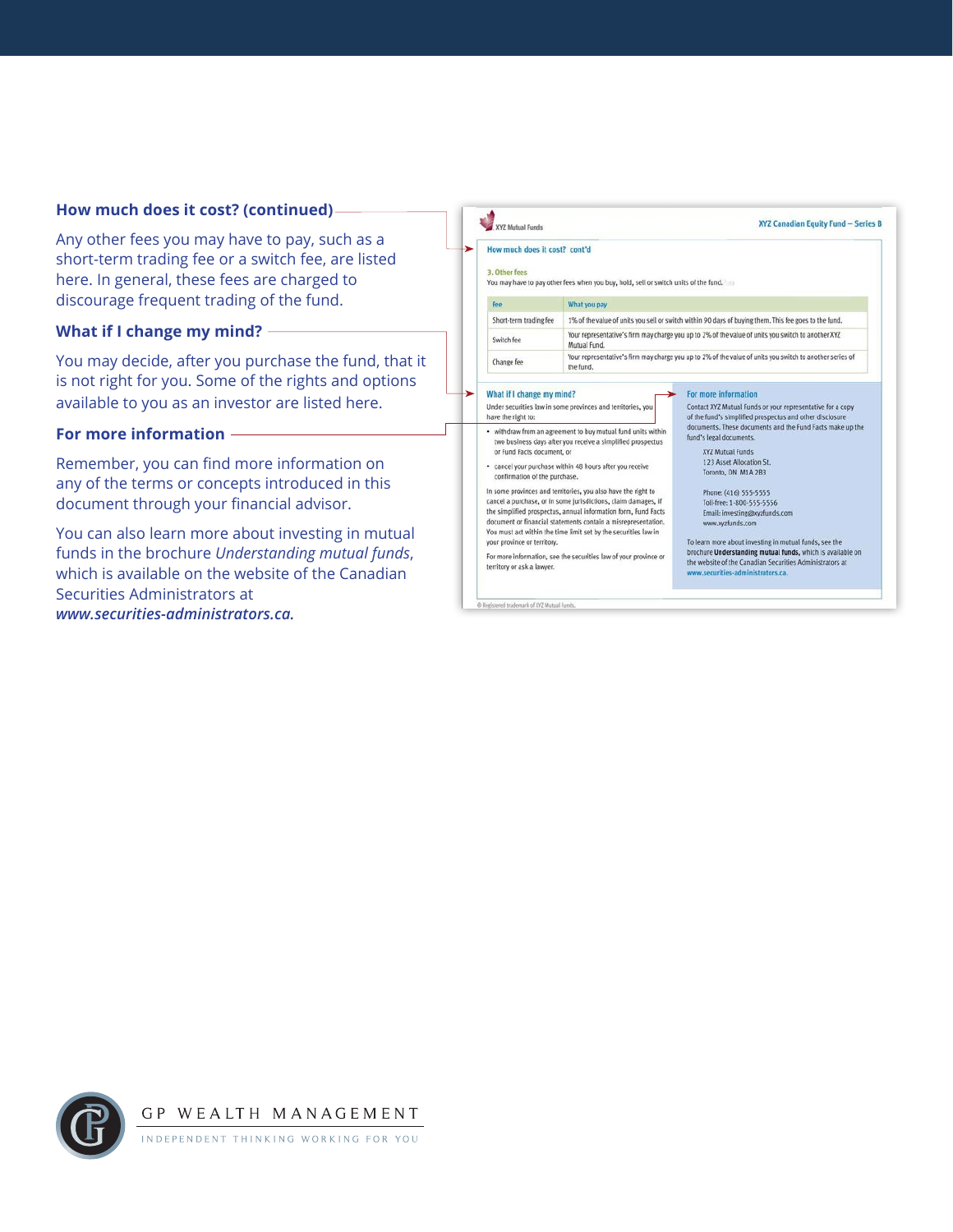### How much does it cost? (continued)

Any other fees you may have to pay, such as a short-term trading fee or a switch fee, are listed here. In general, these fees are charged to discourage frequent trading of the fund.

### What if I change my mind?

You may decide, after you purchase the fund, that it is not right for you. Some of the rights and options available to you as an investor are listed here.

### For more information

Remember, you can find more information on any of the terms or concepts introduced in this document through your financial advisor.

You can also learn more about investing in mutual funds in the brochure *Understanding mutual funds*, which is available on the website of the Canadian Securities Administrators at ***www.securities-administrators.ca.***

---

XYZ Mutual Funds — XYZ Canadian Equity Fund – Series B

**How much does it cost? cont'd**

**3. Other fees**

You may have to pay other fees when you buy, hold, sell or switch units of the fund.

| Fee | What you pay |
|---|---|
| Short-term trading fee | 1% of the value of units you sell or switch within 90 days of buying them. This fee goes to the fund. |
| Switch fee | Your representative's firm may charge you up to 2% of the value of units you switch to another XYZ Mutual Fund. |
| Change fee | Your representative's firm may charge you up to 2% of the value of units you switch to another series of the fund. |

**What if I change my mind?**

Under securities law in some provinces and territories, you have the right to:

- withdraw from an agreement to buy mutual fund units within two business days after you receive a simplified prospectus or Fund Facts document, or
- cancel your purchase within 48 hours after you receive confirmation of the purchase.

In some provinces and territories, you also have the right to cancel a purchase, or in some jurisdictions, claim damages, if the simplified prospectus, annual information form, Fund Facts document or financial statements contain a misrepresentation. You must act within the time limit set by the securities law in your province or territory.

For more information, see the securities law of your province or territory or ask a lawyer.

**For more information**

Contact XYZ Mutual Funds or your representative for a copy of the fund's simplified prospectus and other disclosure documents. These documents and the Fund Facts make up the fund's legal documents.

XYZ Mutual Funds
123 Asset Allocation St.
Toronto, ON M1A 2B3

Phone: (416) 555-5555
Toll-free: 1-800-555-5556
Email: investing@xyzfunds.com
www.xyzfunds.com

To learn more about investing in mutual funds, see the brochure **Understanding mutual funds**, which is available on the website of the Canadian Securities Administrators at **www.securities-administrators.ca.**

® Registered trademark of XYZ Mutual Funds.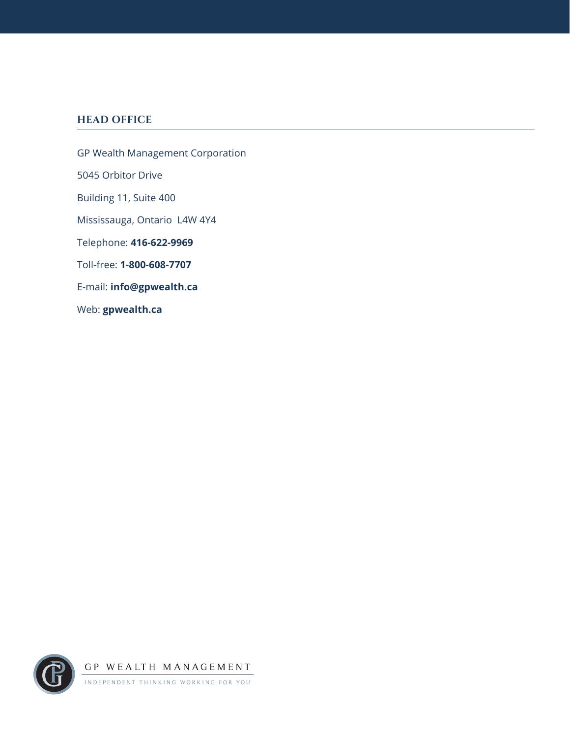## HEAD OFFICE

GP Wealth Management Corporation

5045 Orbitor Drive

Building 11, Suite 400

Mississauga, Ontario  L4W 4Y4

Telephone: **416-622-9969**

Toll-free: **1-800-608-7707**

E-mail: **info@gpwealth.ca**

Web: **gpwealth.ca**

GP WEALTH MANAGEMENT

INDEPENDENT THINKING WORKING FOR YOU